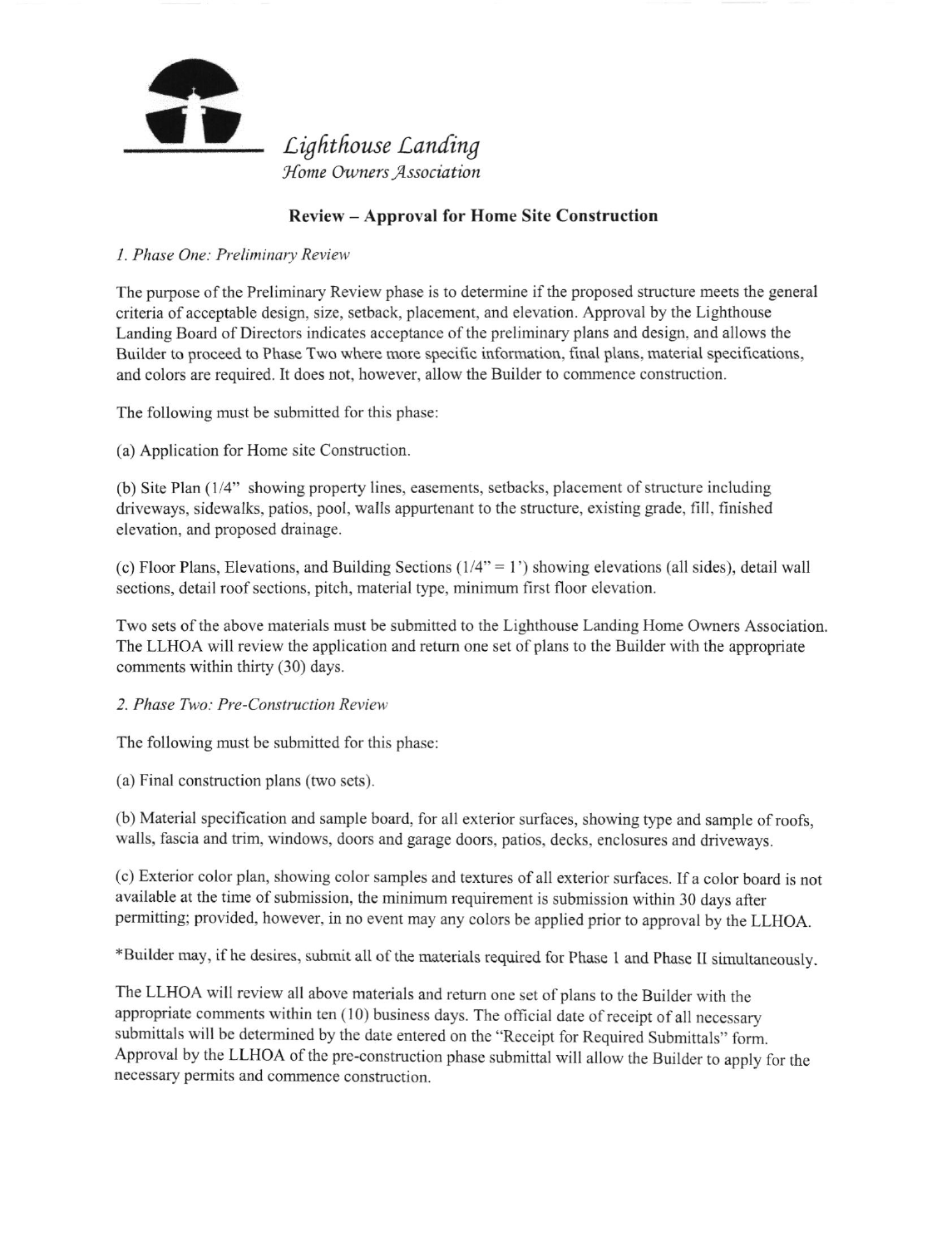*Lighthouse Landing*
*Home Owners Association*

## Review – Approval for Home Site Construction

*1. Phase One: Preliminary Review*

The purpose of the Preliminary Review phase is to determine if the proposed structure meets the general criteria of acceptable design, size, setback, placement, and elevation. Approval by the Lighthouse Landing Board of Directors indicates acceptance of the preliminary plans and design, and allows the Builder to proceed to Phase Two where more specific information, final plans, material specifications, and colors are required. It does not, however, allow the Builder to commence construction.

The following must be submitted for this phase:

(a) Application for Home site Construction.

(b) Site Plan (1/4" showing property lines, easements, setbacks, placement of structure including driveways, sidewalks, patios, pool, walls appurtenant to the structure, existing grade, fill, finished elevation, and proposed drainage.

(c) Floor Plans, Elevations, and Building Sections (1/4" = 1') showing elevations (all sides), detail wall sections, detail roof sections, pitch, material type, minimum first floor elevation.

Two sets of the above materials must be submitted to the Lighthouse Landing Home Owners Association. The LLHOA will review the application and return one set of plans to the Builder with the appropriate comments within thirty (30) days.

*2. Phase Two: Pre-Construction Review*

The following must be submitted for this phase:

(a) Final construction plans (two sets).

(b) Material specification and sample board, for all exterior surfaces, showing type and sample of roofs, walls, fascia and trim, windows, doors and garage doors, patios, decks, enclosures and driveways.

(c) Exterior color plan, showing color samples and textures of all exterior surfaces. If a color board is not available at the time of submission, the minimum requirement is submission within 30 days after permitting; provided, however, in no event may any colors be applied prior to approval by the LLHOA.

*Builder may, if he desires, submit all of the materials required for Phase 1 and Phase II simultaneously.

The LLHOA will review all above materials and return one set of plans to the Builder with the appropriate comments within ten (10) business days. The official date of receipt of all necessary submittals will be determined by the date entered on the "Receipt for Required Submittals" form. Approval by the LLHOA of the pre-construction phase submittal will allow the Builder to apply for the necessary permits and commence construction.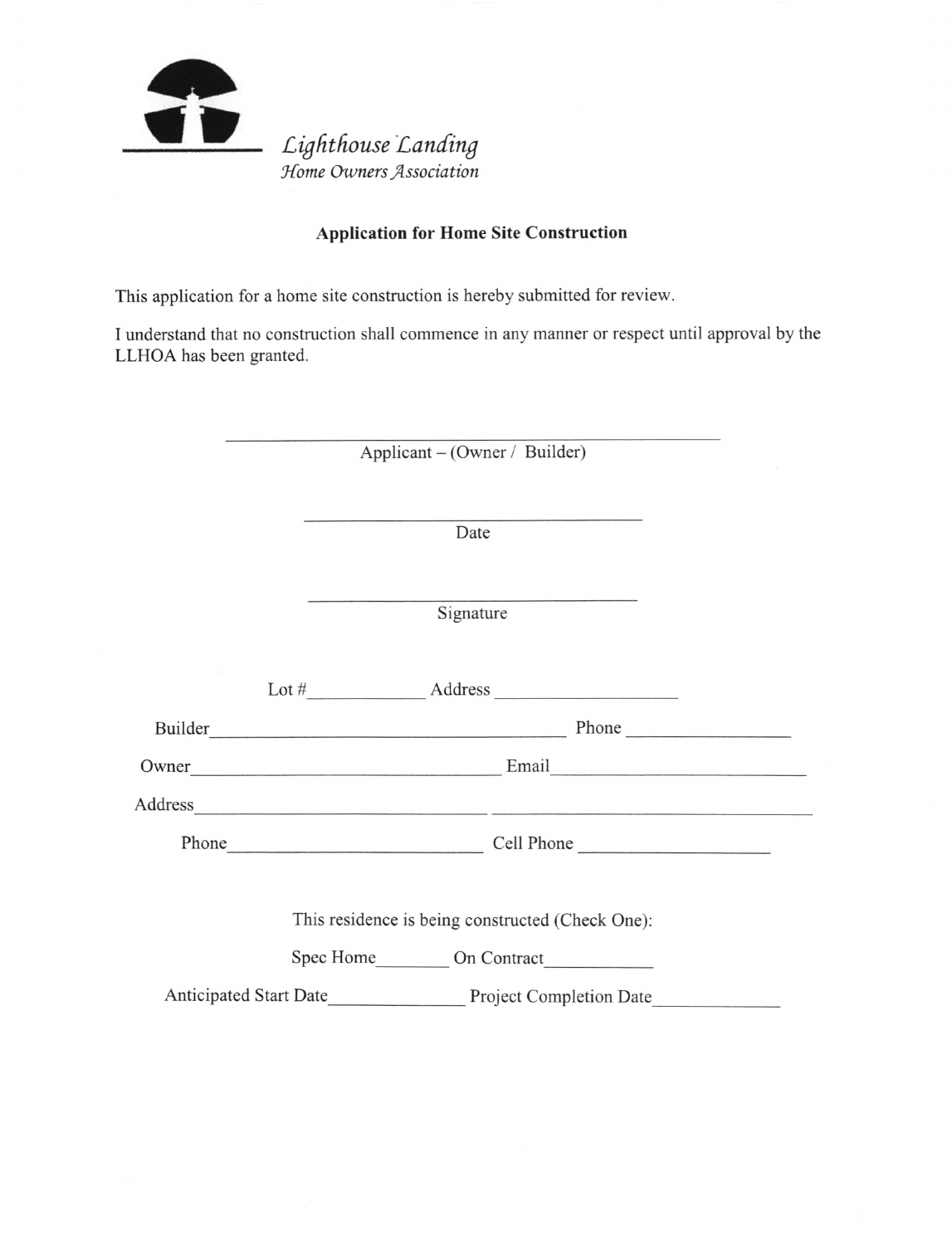*Lighthouse Landing*
*Home Owners Association*

**Application for Home Site Construction**

This application for a home site construction is hereby submitted for review.

I understand that no construction shall commence in any manner or respect until approval by the LLHOA has been granted.

\_\_\_\_\_\_\_\_\_\_\_\_\_\_\_\_\_\_\_\_\_\_\_\_\_\_\_\_\_\_\_\_\_\_\_\_\_\_\_\_
Applicant – (Owner / Builder)

\_\_\_\_\_\_\_\_\_\_\_\_\_\_\_\_\_\_\_\_\_\_\_\_\_\_\_\_
Date

\_\_\_\_\_\_\_\_\_\_\_\_\_\_\_\_\_\_\_\_\_\_\_\_\_\_\_\_
Signature

Lot #\_\_\_\_\_\_\_\_\_\_\_\_ Address \_\_\_\_\_\_\_\_\_\_\_\_\_\_\_\_\_\_\_\_

Builder\_\_\_\_\_\_\_\_\_\_\_\_\_\_\_\_\_\_\_\_\_\_\_\_\_\_\_\_\_\_\_\_\_\_\_\_\_\_\_\_ Phone \_\_\_\_\_\_\_\_\_\_\_\_\_\_\_\_\_\_

Owner\_\_\_\_\_\_\_\_\_\_\_\_\_\_\_\_\_\_\_\_\_\_\_\_\_\_\_\_\_\_\_\_\_\_\_ Email\_\_\_\_\_\_\_\_\_\_\_\_\_\_\_\_\_\_\_\_\_\_\_\_\_\_\_\_

Address\_\_\_\_\_\_\_\_\_\_\_\_\_\_\_\_\_\_\_\_\_\_\_\_\_\_\_\_\_\_\_\_ \_\_\_\_\_\_\_\_\_\_\_\_\_\_\_\_\_\_\_\_\_\_\_\_\_\_\_\_\_\_\_\_\_\_\_\_\_\_

Phone\_\_\_\_\_\_\_\_\_\_\_\_\_\_\_\_\_\_\_\_\_\_\_\_\_\_\_\_ Cell Phone \_\_\_\_\_\_\_\_\_\_\_\_\_\_\_\_\_\_\_\_\_\_

This residence is being constructed (Check One):

Spec Home\_\_\_\_\_\_\_\_ On Contract\_\_\_\_\_\_\_\_\_\_\_\_

Anticipated Start Date\_\_\_\_\_\_\_\_\_\_\_\_\_\_\_ Project Completion Date\_\_\_\_\_\_\_\_\_\_\_\_\_\_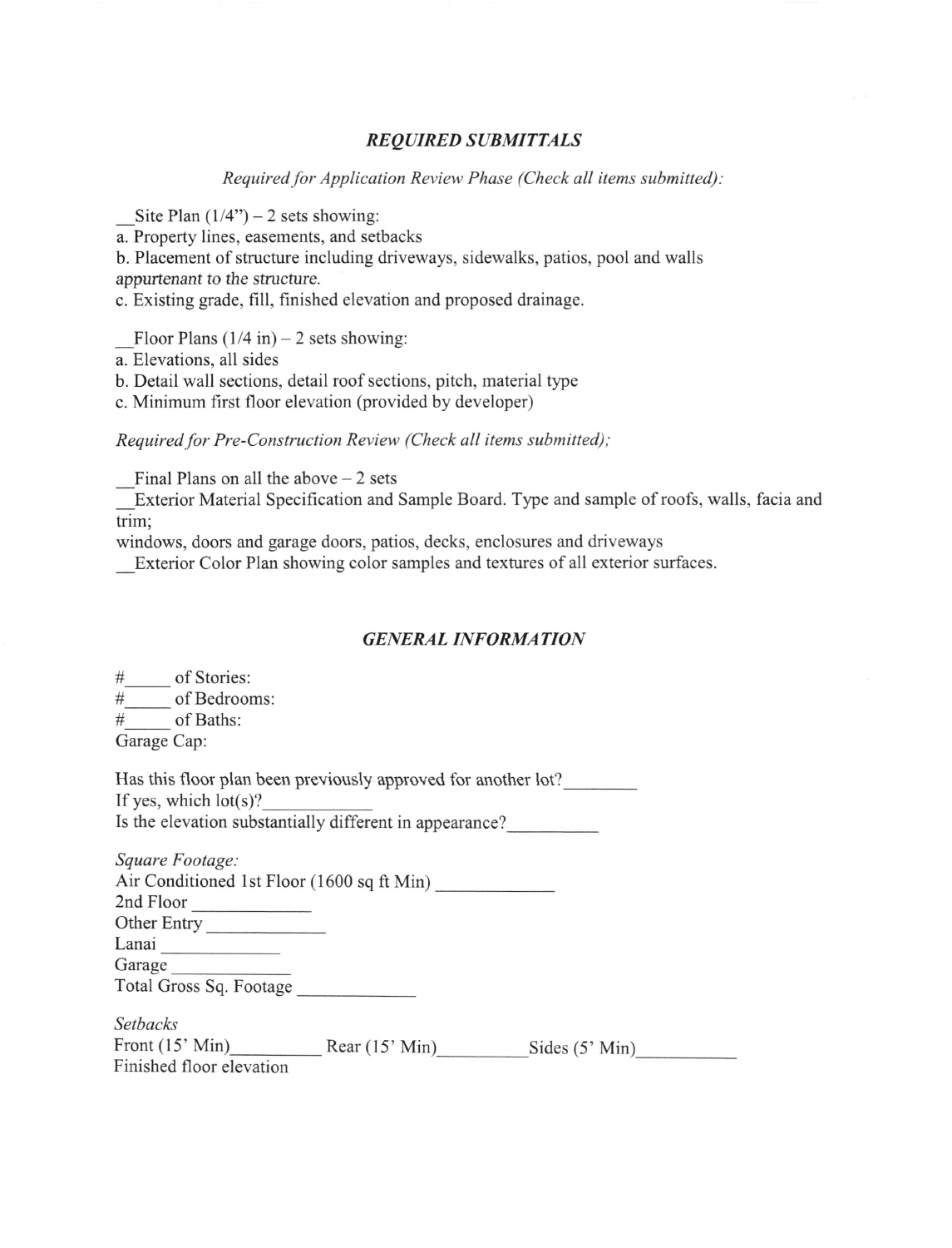## *REQUIRED SUBMITTALS*

*Required for Application Review Phase (Check all items submitted):*

__Site Plan (1/4") – 2 sets showing:
a. Property lines, easements, and setbacks
b. Placement of structure including driveways, sidewalks, patios, pool and walls appurtenant to the structure.
c. Existing grade, fill, finished elevation and proposed drainage.

__Floor Plans (1/4 in) – 2 sets showing:
a. Elevations, all sides
b. Detail wall sections, detail roof sections, pitch, material type
c. Minimum first floor elevation (provided by developer)

*Required for Pre-Construction Review (Check all items submitted);*

__Final Plans on all the above – 2 sets
__Exterior Material Specification and Sample Board. Type and sample of roofs, walls, facia and trim;
windows, doors and garage doors, patios, decks, enclosures and driveways
__Exterior Color Plan showing color samples and textures of all exterior surfaces.

## *GENERAL INFORMATION*

#_____ of Stories:
#_____ of Bedrooms:
#_____ of Baths:
Garage Cap:

Has this floor plan been previously approved for another lot?________
If yes, which lot(s)?____________
Is the elevation substantially different in appearance?__________

*Square Footage:*
Air Conditioned 1st Floor (1600 sq ft Min) ____________
2nd Floor ____________
Other Entry ____________
Lanai ____________
Garage ____________
Total Gross Sq. Footage ____________

*Setbacks*
Front (15' Min)__________ Rear (15' Min)__________ Sides (5' Min)__________
Finished floor elevation